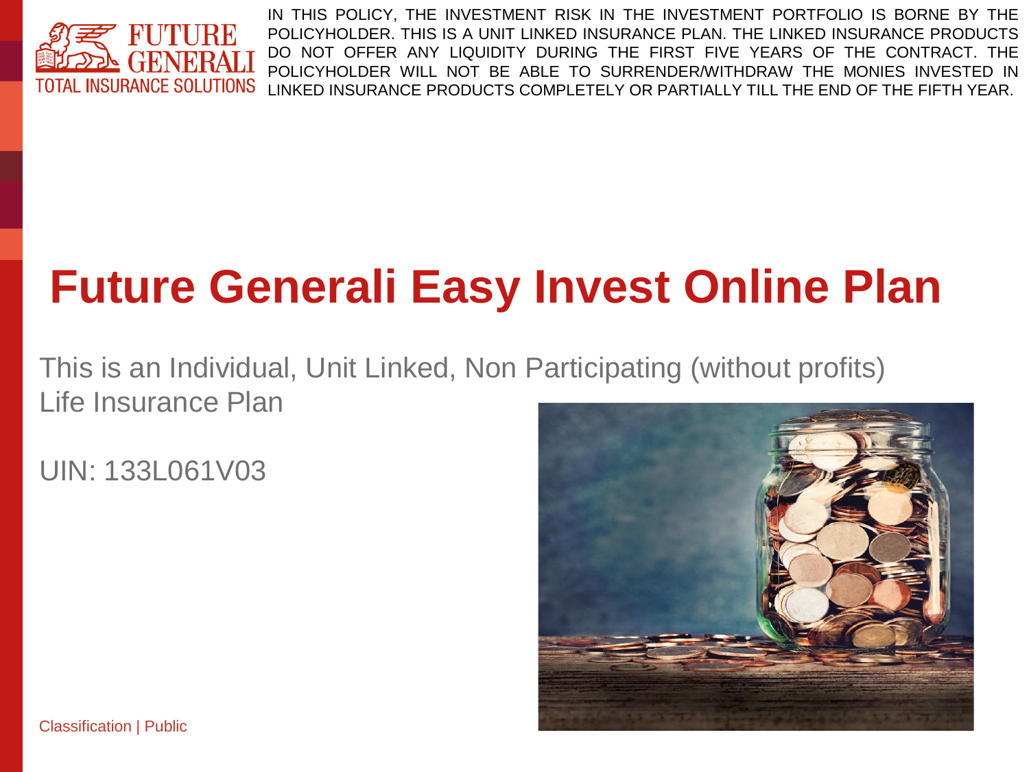FUTURE GENERALI
TOTAL INSURANCE SOLUTIONS

IN THIS POLICY, THE INVESTMENT RISK IN THE INVESTMENT PORTFOLIO IS BORNE BY THE POLICYHOLDER. THIS IS A UNIT LINKED INSURANCE PLAN. THE LINKED INSURANCE PRODUCTS DO NOT OFFER ANY LIQUIDITY DURING THE FIRST FIVE YEARS OF THE CONTRACT. THE POLICYHOLDER WILL NOT BE ABLE TO SURRENDER/WITHDRAW THE MONIES INVESTED IN LINKED INSURANCE PRODUCTS COMPLETELY OR PARTIALLY TILL THE END OF THE FIFTH YEAR.

# Future Generali Easy Invest Online Plan

This is an Individual, Unit Linked, Non Participating (without profits) Life Insurance Plan

UIN: 133L061V03

Classification | Public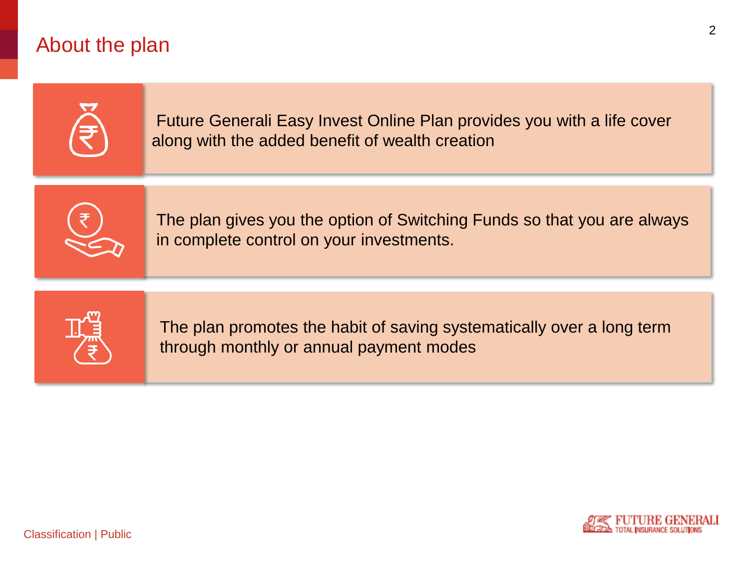# About the plan

Future Generali Easy Invest Online Plan provides you with a life cover along with the added benefit of wealth creation

The plan gives you the option of Switching Funds so that you are always in complete control on your investments.

The plan promotes the habit of saving systematically over a long term through monthly or annual payment modes

Classification | Public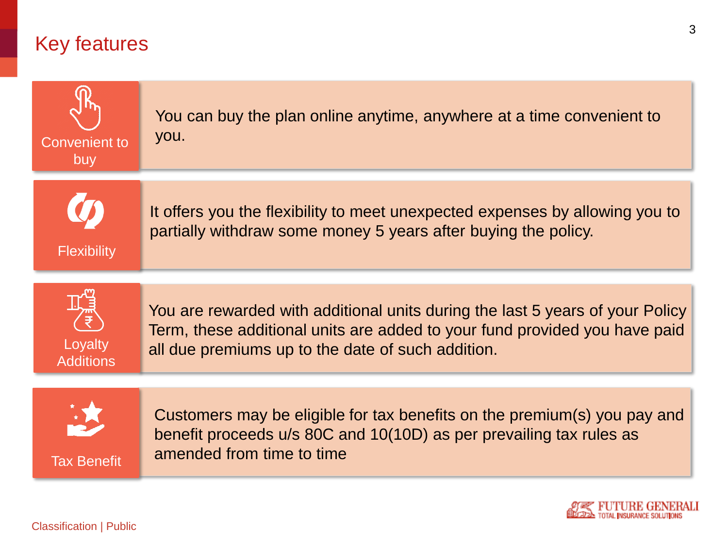# Key features

| | |
|---|---|
| **Convenient to buy** | You can buy the plan online anytime, anywhere at a time convenient to you. |
| **Flexibility** | It offers you the flexibility to meet unexpected expenses by allowing you to partially withdraw some money 5 years after buying the policy. |
| **Loyalty Additions** | You are rewarded with additional units during the last 5 years of your Policy Term, these additional units are added to your fund provided you have paid all due premiums up to the date of such addition. |
| **Tax Benefit** | Customers may be eligible for tax benefits on the premium(s) you pay and benefit proceeds u/s 80C and 10(10D) as per prevailing tax rules as amended from time to time |

Classification | Public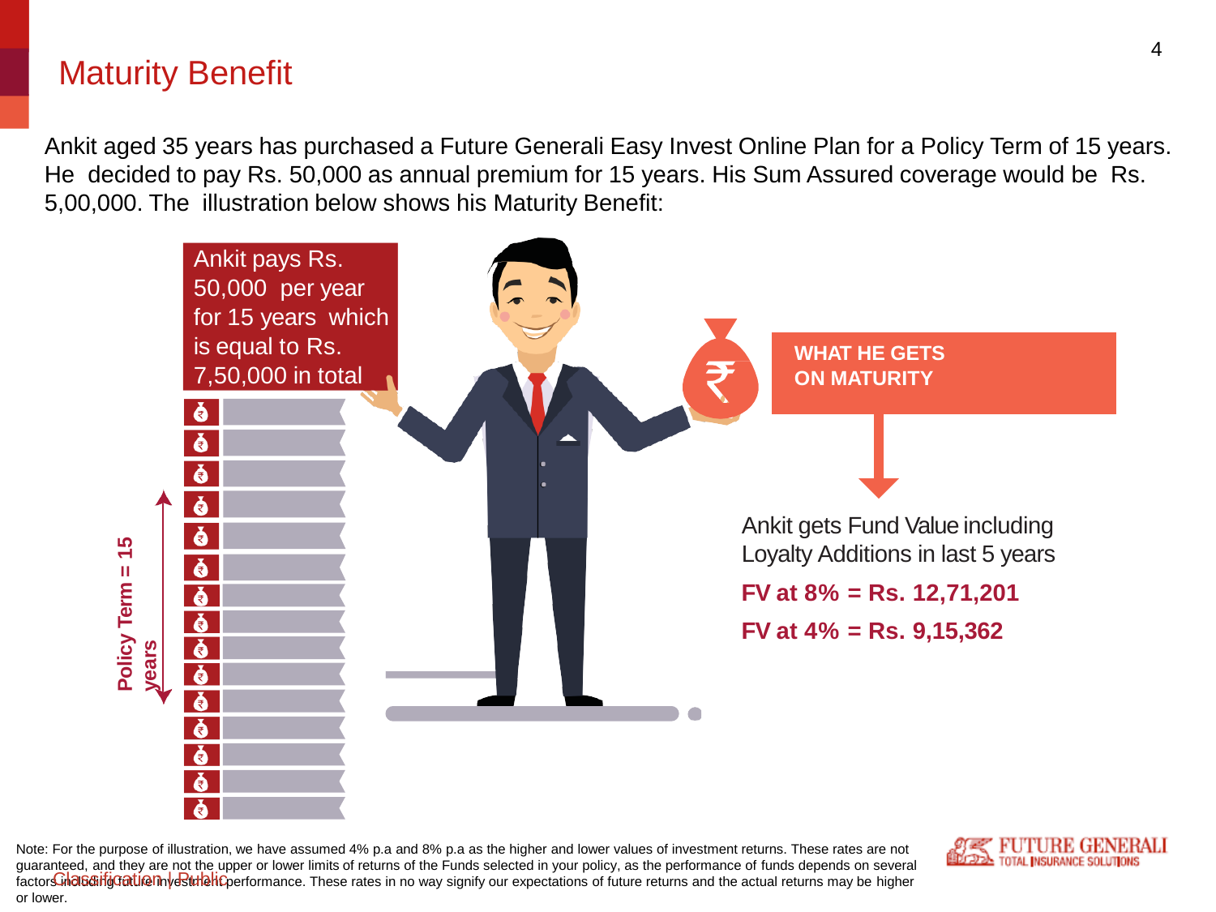# Maturity Benefit

Ankit aged 35 years has purchased a Future Generali Easy Invest Online Plan for a Policy Term of 15 years. He decided to pay Rs. 50,000 as annual premium for 15 years. His Sum Assured coverage would be Rs. 5,00,000. The illustration below shows his Maturity Benefit:

Ankit pays Rs. 50,000 per year for 15 years which is equal to Rs. 7,50,000 in total

**Policy Term = 15 years**

**WHAT HE GETS ON MATURITY**

Ankit gets Fund Value including Loyalty Additions in last 5 years

**FV at 8% = Rs. 12,71,201**

**FV at 4% = Rs. 9,15,362**

Note: For the purpose of illustration, we have assumed 4% p.a and 8% p.a as the higher and lower values of investment returns. These rates are not guaranteed, and they are not the upper or lower limits of returns of the Funds selected in your policy, as the performance of funds depends on several factors including future investment performance. These rates in no way signify our expectations of future returns and the actual returns may be higher or lower.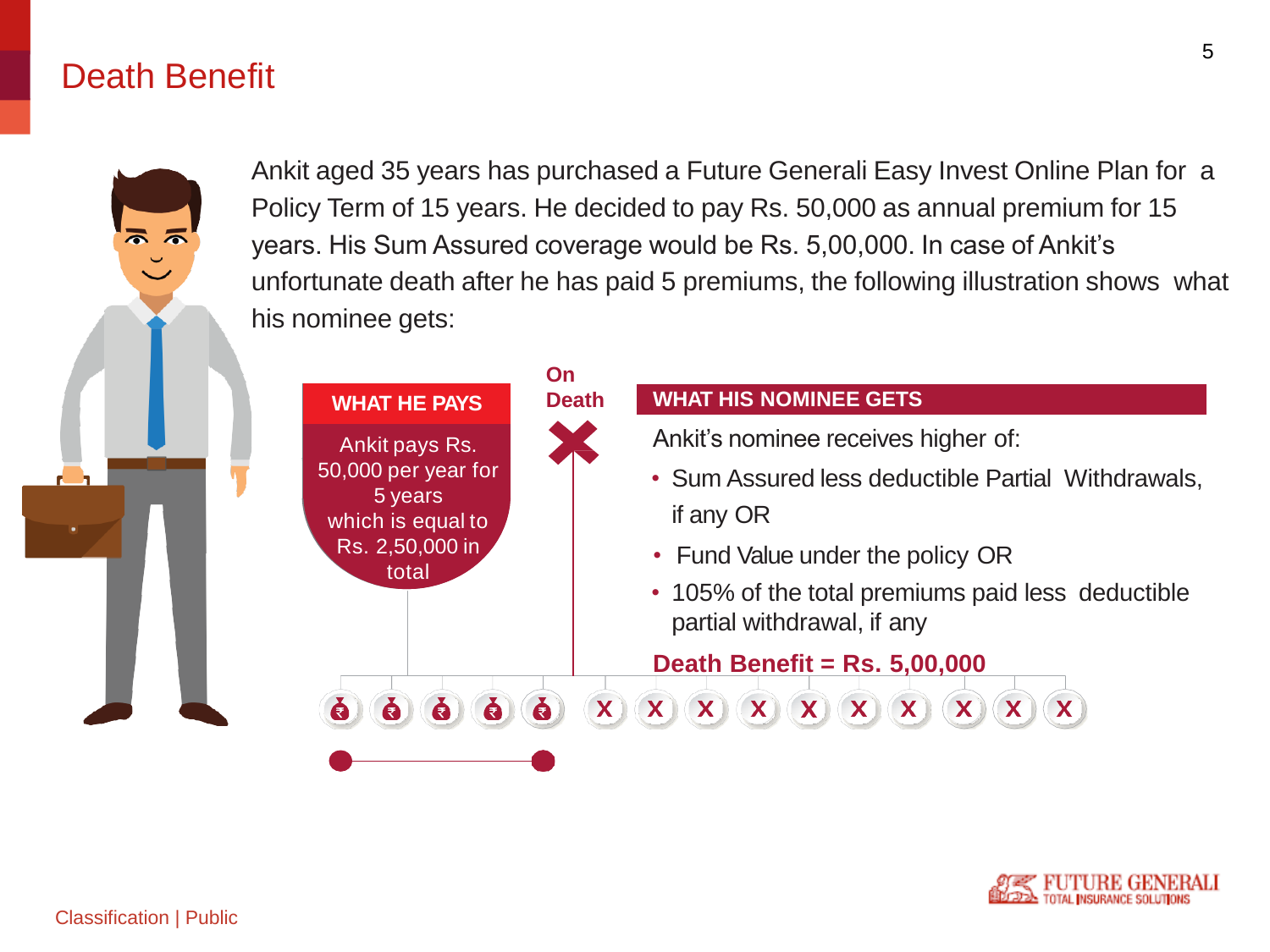# Death Benefit

Ankit aged 35 years has purchased a Future Generali Easy Invest Online Plan for a Policy Term of 15 years. He decided to pay Rs. 50,000 as annual premium for 15 years. His Sum Assured coverage would be Rs. 5,00,000. In case of Ankit's unfortunate death after he has paid 5 premiums, the following illustration shows what his nominee gets:

**WHAT HE PAYS**

Ankit pays Rs. 50,000 per year for 5 years which is equal to Rs. 2,50,000 in total

**On Death**

**WHAT HIS NOMINEE GETS**

Ankit's nominee receives higher of:

- Sum Assured less deductible Partial Withdrawals, if any OR
- Fund Value under the policy OR
- 105% of the total premiums paid less deductible partial withdrawal, if any

**Death Benefit = Rs. 5,00,000**

Classification | Public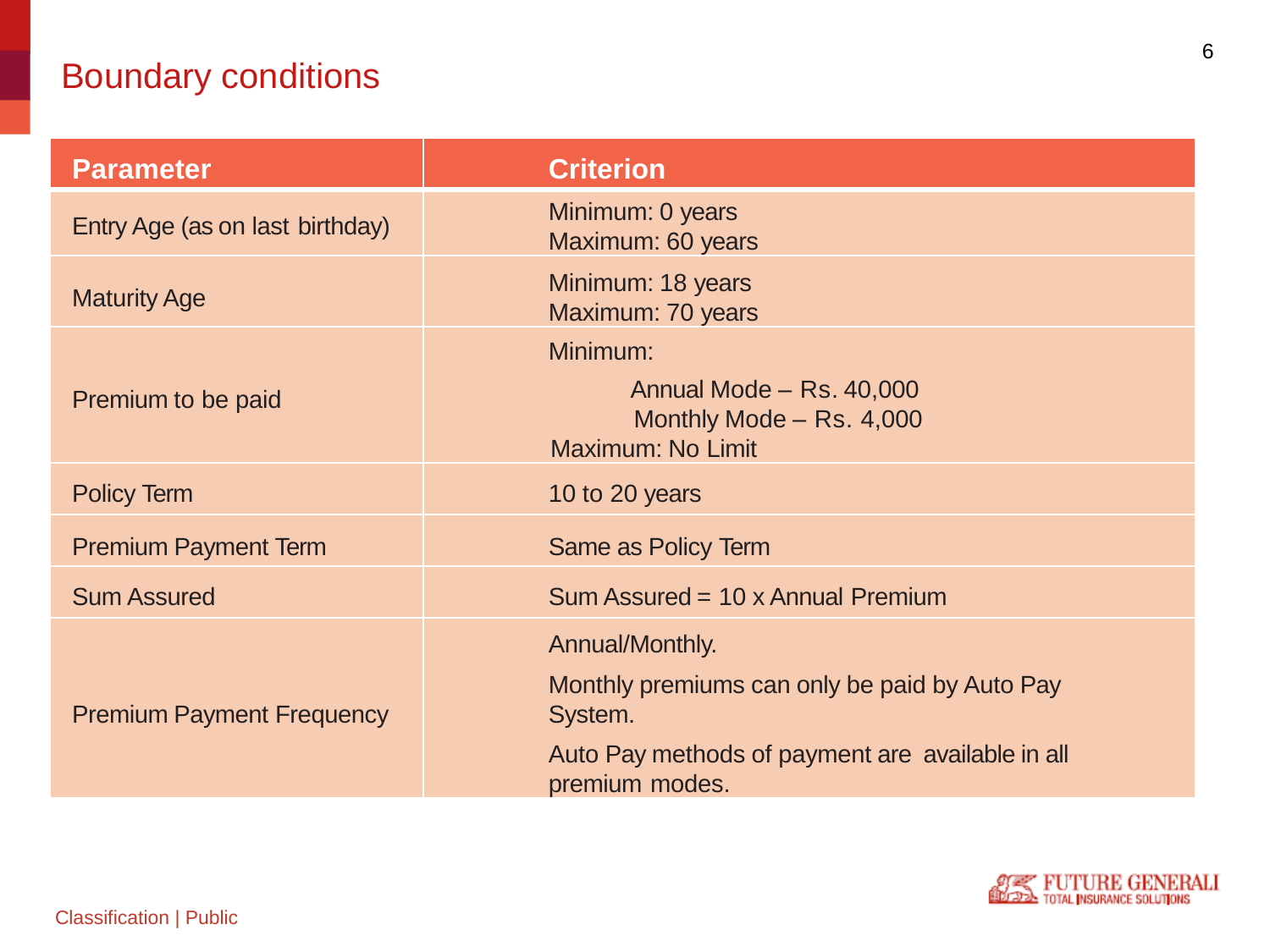# Boundary conditions

| Parameter | Criterion |
|---|---|
| Entry Age (as on last birthday) | Minimum: 0 years<br>Maximum: 60 years |
| Maturity Age | Minimum: 18 years<br>Maximum: 70 years |
| Premium to be paid | Minimum:<br>Annual Mode – Rs. 40,000<br>Monthly Mode – Rs. 4,000<br>Maximum: No Limit |
| Policy Term | 10 to 20 years |
| Premium Payment Term | Same as Policy Term |
| Sum Assured | Sum Assured = 10 x Annual Premium |
| Premium Payment Frequency | Annual/Monthly.<br>Monthly premiums can only be paid by Auto Pay System.<br>Auto Pay methods of payment are available in all premium modes. |

Classification | Public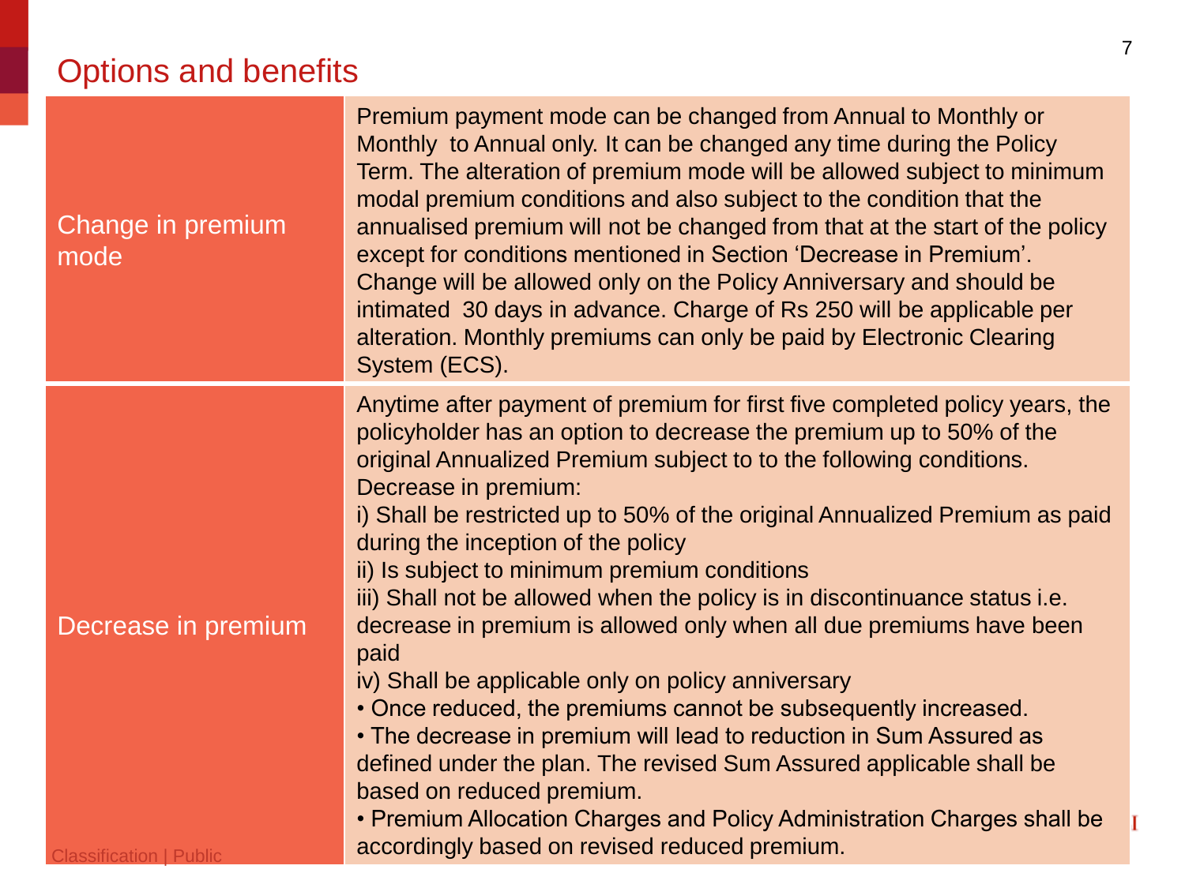## Options and benefits

| | |
|---|---|
| Change in premium mode | Premium payment mode can be changed from Annual to Monthly or Monthly to Annual only. It can be changed any time during the Policy Term. The alteration of premium mode will be allowed subject to minimum modal premium conditions and also subject to the condition that the annualised premium will not be changed from that at the start of the policy except for conditions mentioned in Section 'Decrease in Premium'. Change will be allowed only on the Policy Anniversary and should be intimated 30 days in advance. Charge of Rs 250 will be applicable per alteration. Monthly premiums can only be paid by Electronic Clearing System (ECS). |
| Decrease in premium | Anytime after payment of premium for first five completed policy years, the policyholder has an option to decrease the premium up to 50% of the original Annualized Premium subject to to the following conditions. Decrease in premium:<br>i) Shall be restricted up to 50% of the original Annualized Premium as paid during the inception of the policy<br>ii) Is subject to minimum premium conditions<br>iii) Shall not be allowed when the policy is in discontinuance status i.e. decrease in premium is allowed only when all due premiums have been paid<br>iv) Shall be applicable only on policy anniversary<br>• Once reduced, the premiums cannot be subsequently increased.<br>• The decrease in premium will lead to reduction in Sum Assured as defined under the plan. The revised Sum Assured applicable shall be based on reduced premium.<br>• Premium Allocation Charges and Policy Administration Charges shall be accordingly based on revised reduced premium. |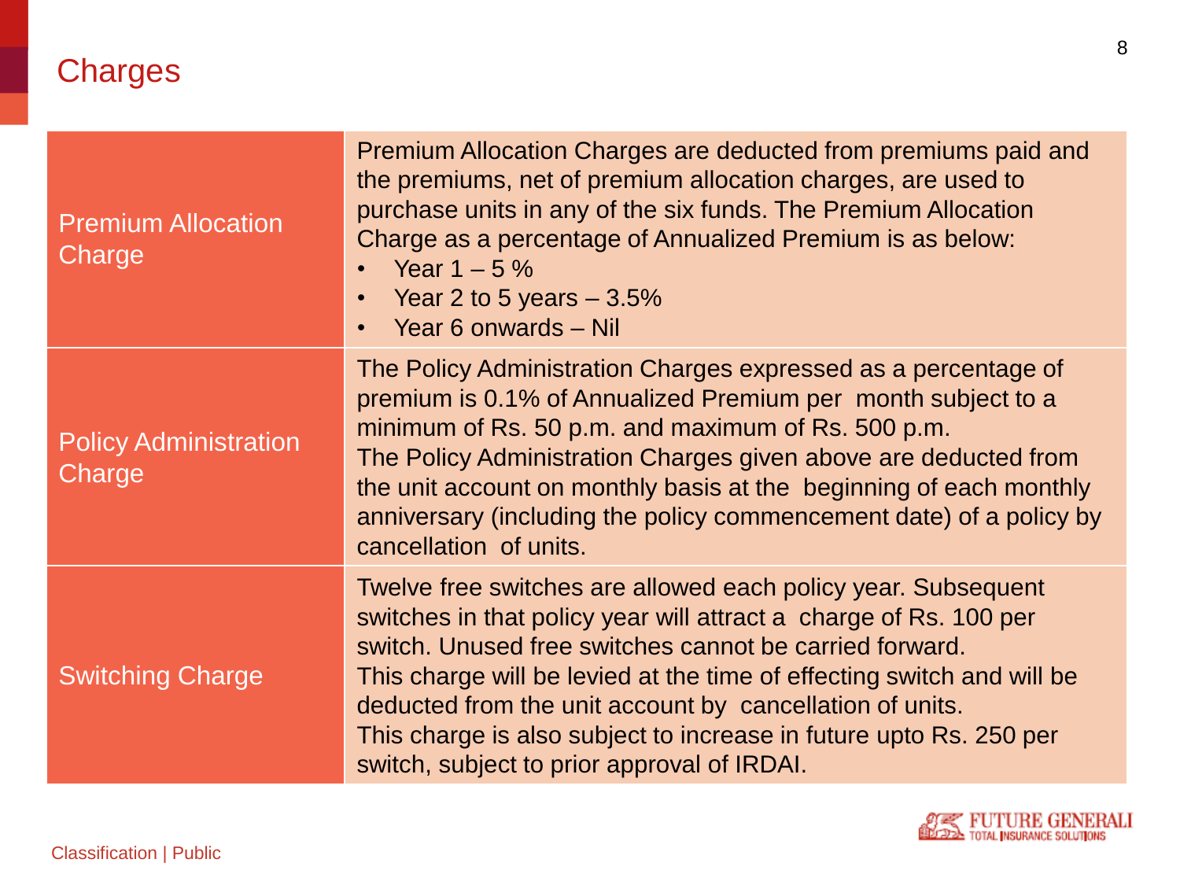# Charges

| | |
|---|---|
| Premium Allocation Charge | Premium Allocation Charges are deducted from premiums paid and the premiums, net of premium allocation charges, are used to purchase units in any of the six funds. The Premium Allocation Charge as a percentage of Annualized Premium is as below:<br>• Year 1 – 5 %<br>• Year 2 to 5 years – 3.5%<br>• Year 6 onwards – Nil |
| Policy Administration Charge | The Policy Administration Charges expressed as a percentage of premium is 0.1% of Annualized Premium per month subject to a minimum of Rs. 50 p.m. and maximum of Rs. 500 p.m.<br>The Policy Administration Charges given above are deducted from the unit account on monthly basis at the beginning of each monthly anniversary (including the policy commencement date) of a policy by cancellation of units. |
| Switching Charge | Twelve free switches are allowed each policy year. Subsequent switches in that policy year will attract a charge of Rs. 100 per switch. Unused free switches cannot be carried forward.<br>This charge will be levied at the time of effecting switch and will be deducted from the unit account by cancellation of units.<br>This charge is also subject to increase in future upto Rs. 250 per switch, subject to prior approval of IRDAI. |

Classification | Public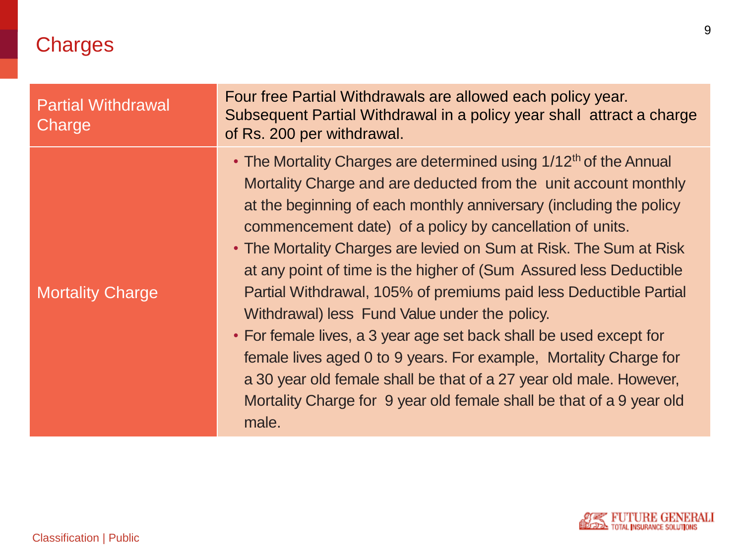## Charges

| | |
|---|---|
| Partial Withdrawal Charge | Four free Partial Withdrawals are allowed each policy year. Subsequent Partial Withdrawal in a policy year shall attract a charge of Rs. 200 per withdrawal. |
| Mortality Charge | • The Mortality Charges are determined using 1/12th of the Annual Mortality Charge and are deducted from the unit account monthly at the beginning of each monthly anniversary (including the policy commencement date) of a policy by cancellation of units.<br>• The Mortality Charges are levied on Sum at Risk. The Sum at Risk at any point of time is the higher of (Sum Assured less Deductible Partial Withdrawal, 105% of premiums paid less Deductible Partial Withdrawal) less Fund Value under the policy.<br>• For female lives, a 3 year age set back shall be used except for female lives aged 0 to 9 years. For example, Mortality Charge for a 30 year old female shall be that of a 27 year old male. However, Mortality Charge for 9 year old female shall be that of a 9 year old male. |

Classification | Public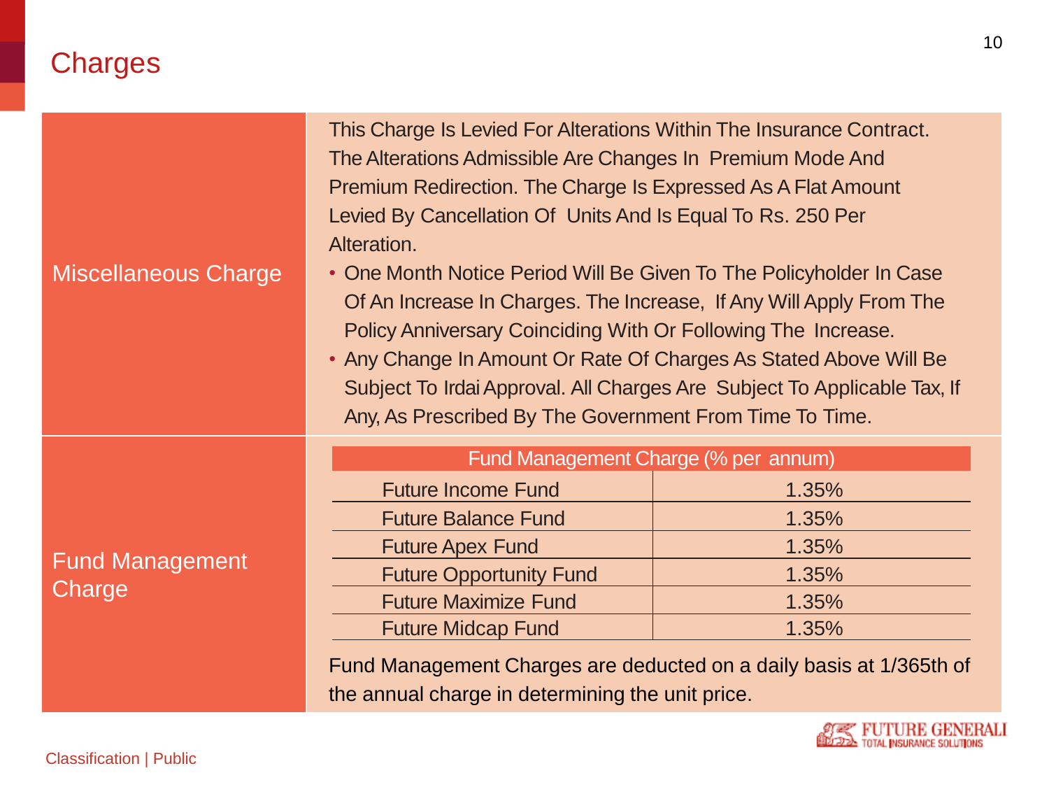# Charges

## Miscellaneous Charge

This Charge Is Levied For Alterations Within The Insurance Contract. The Alterations Admissible Are Changes In Premium Mode And Premium Redirection. The Charge Is Expressed As A Flat Amount Levied By Cancellation Of Units And Is Equal To Rs. 250 Per Alteration.

- One Month Notice Period Will Be Given To The Policyholder In Case Of An Increase In Charges. The Increase, If Any Will Apply From The Policy Anniversary Coinciding With Or Following The Increase.
- Any Change In Amount Or Rate Of Charges As Stated Above Will Be Subject To Irdai Approval. All Charges Are Subject To Applicable Tax, If Any, As Prescribed By The Government From Time To Time.

## Fund Management Charge

| Fund Management Charge (% per annum) | |
|---|---|
| Future Income Fund | 1.35% |
| Future Balance Fund | 1.35% |
| Future Apex Fund | 1.35% |
| Future Opportunity Fund | 1.35% |
| Future Maximize Fund | 1.35% |
| Future Midcap Fund | 1.35% |

Fund Management Charges are deducted on a daily basis at 1/365th of the annual charge in determining the unit price.

Classification | Public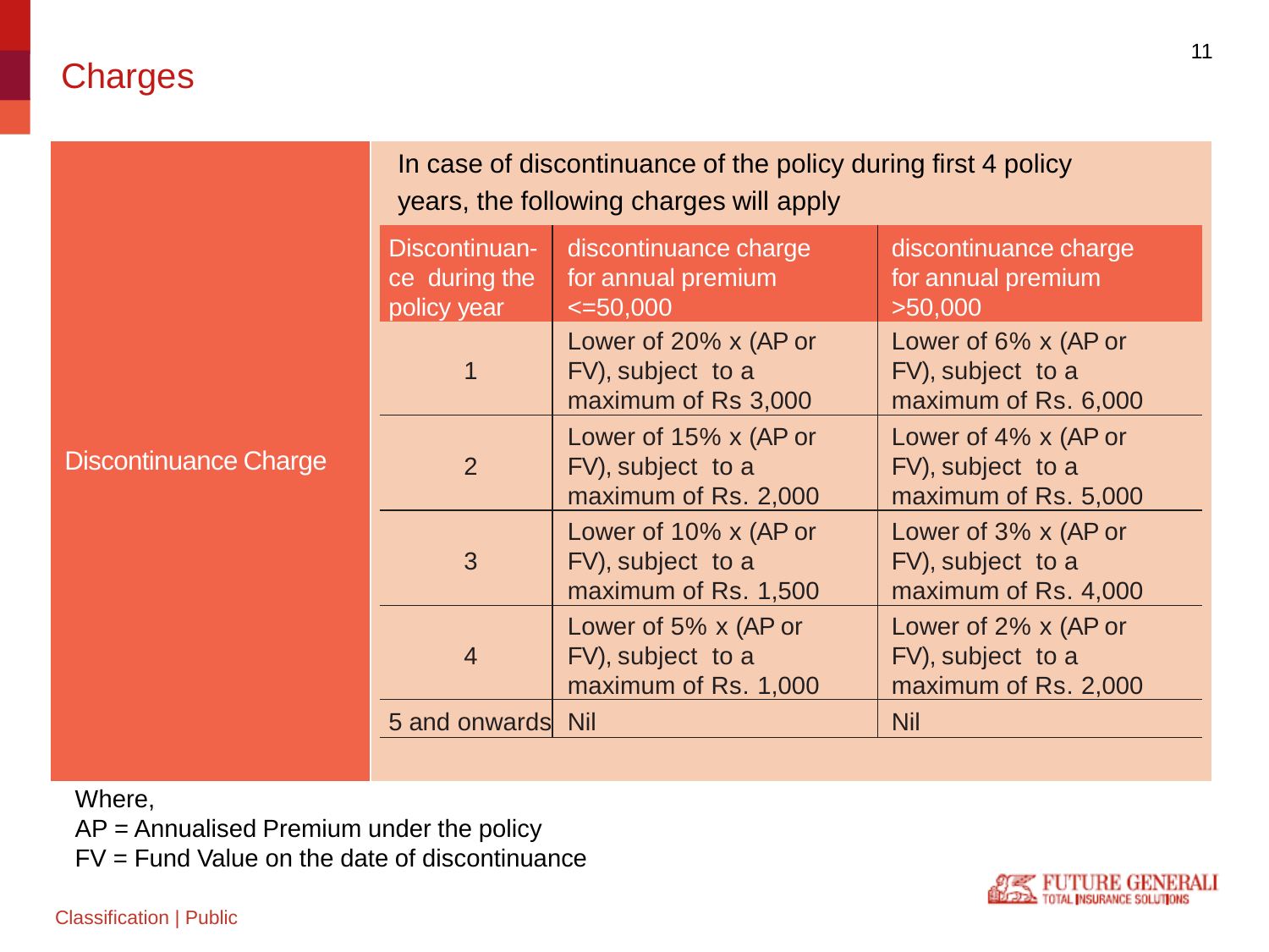# Charges

**Discontinuance Charge**

In case of discontinuance of the policy during first 4 policy years, the following charges will apply

| Discontinuance during the policy year | discontinuance charge for annual premium <=50,000 | discontinuance charge for annual premium >50,000 |
|---|---|---|
| 1 | Lower of 20% x (AP or FV), subject to a maximum of Rs 3,000 | Lower of 6% x (AP or FV), subject to a maximum of Rs. 6,000 |
| 2 | Lower of 15% x (AP or FV), subject to a maximum of Rs. 2,000 | Lower of 4% x (AP or FV), subject to a maximum of Rs. 5,000 |
| 3 | Lower of 10% x (AP or FV), subject to a maximum of Rs. 1,500 | Lower of 3% x (AP or FV), subject to a maximum of Rs. 4,000 |
| 4 | Lower of 5% x (AP or FV), subject to a maximum of Rs. 1,000 | Lower of 2% x (AP or FV), subject to a maximum of Rs. 2,000 |
| 5 and onwards | Nil | Nil |

Where,

AP = Annualised Premium under the policy

FV = Fund Value on the date of discontinuance

Classification | Public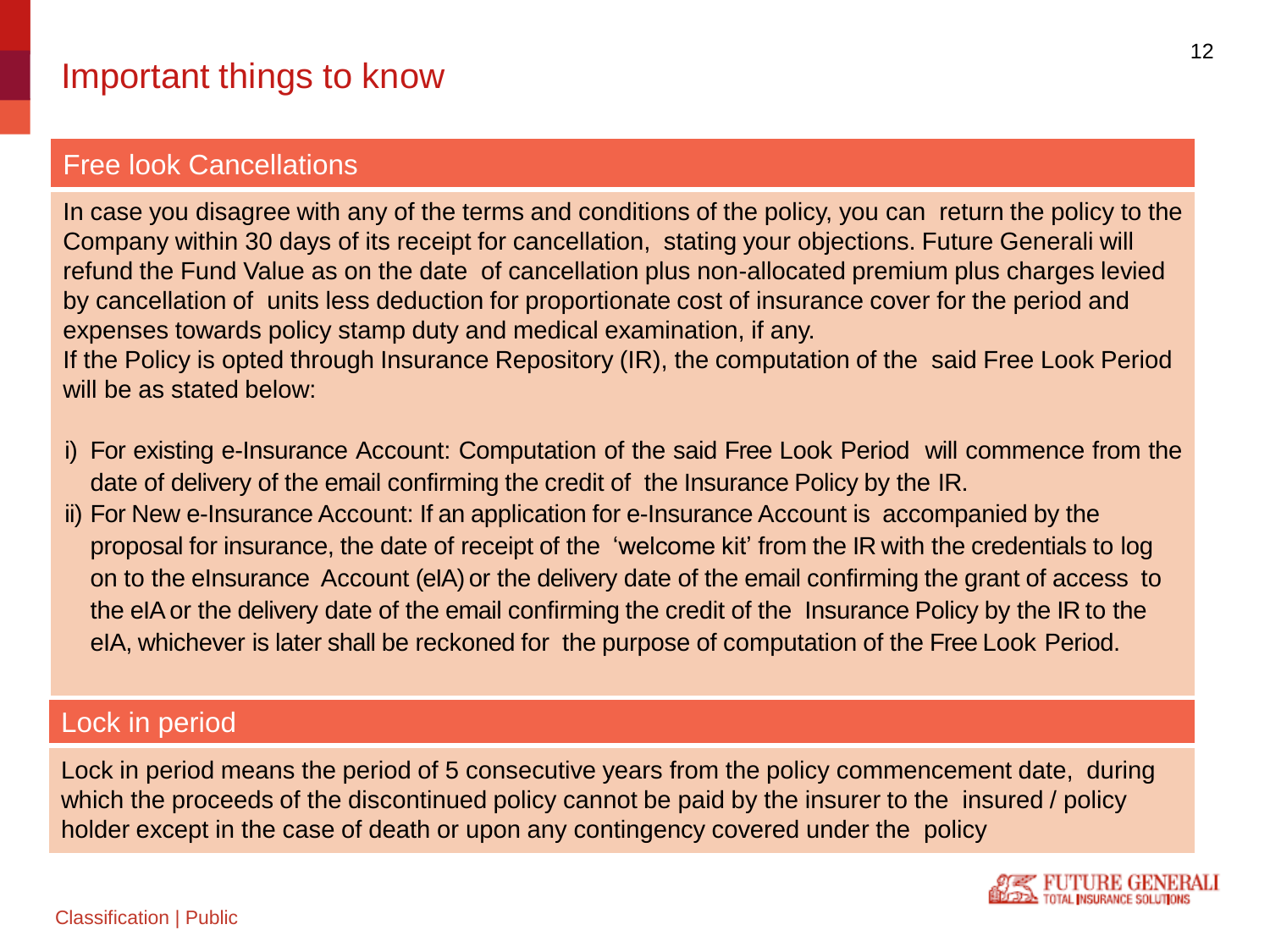# Important things to know

## Free look Cancellations

In case you disagree with any of the terms and conditions of the policy, you can return the policy to the Company within 30 days of its receipt for cancellation, stating your objections. Future Generali will refund the Fund Value as on the date of cancellation plus non-allocated premium plus charges levied by cancellation of units less deduction for proportionate cost of insurance cover for the period and expenses towards policy stamp duty and medical examination, if any.

If the Policy is opted through Insurance Repository (IR), the computation of the said Free Look Period will be as stated below:

i) For existing e-Insurance Account: Computation of the said Free Look Period will commence from the date of delivery of the email confirming the credit of the Insurance Policy by the IR.

ii) For New e-Insurance Account: If an application for e-Insurance Account is accompanied by the proposal for insurance, the date of receipt of the 'welcome kit' from the IR with the credentials to log on to the eInsurance Account (eIA) or the delivery date of the email confirming the grant of access to the eIA or the delivery date of the email confirming the credit of the Insurance Policy by the IR to the eIA, whichever is later shall be reckoned for the purpose of computation of the Free Look Period.

## Lock in period

Lock in period means the period of 5 consecutive years from the policy commencement date, during which the proceeds of the discontinued policy cannot be paid by the insurer to the insured / policy holder except in the case of death or upon any contingency covered under the policy

Classification | Public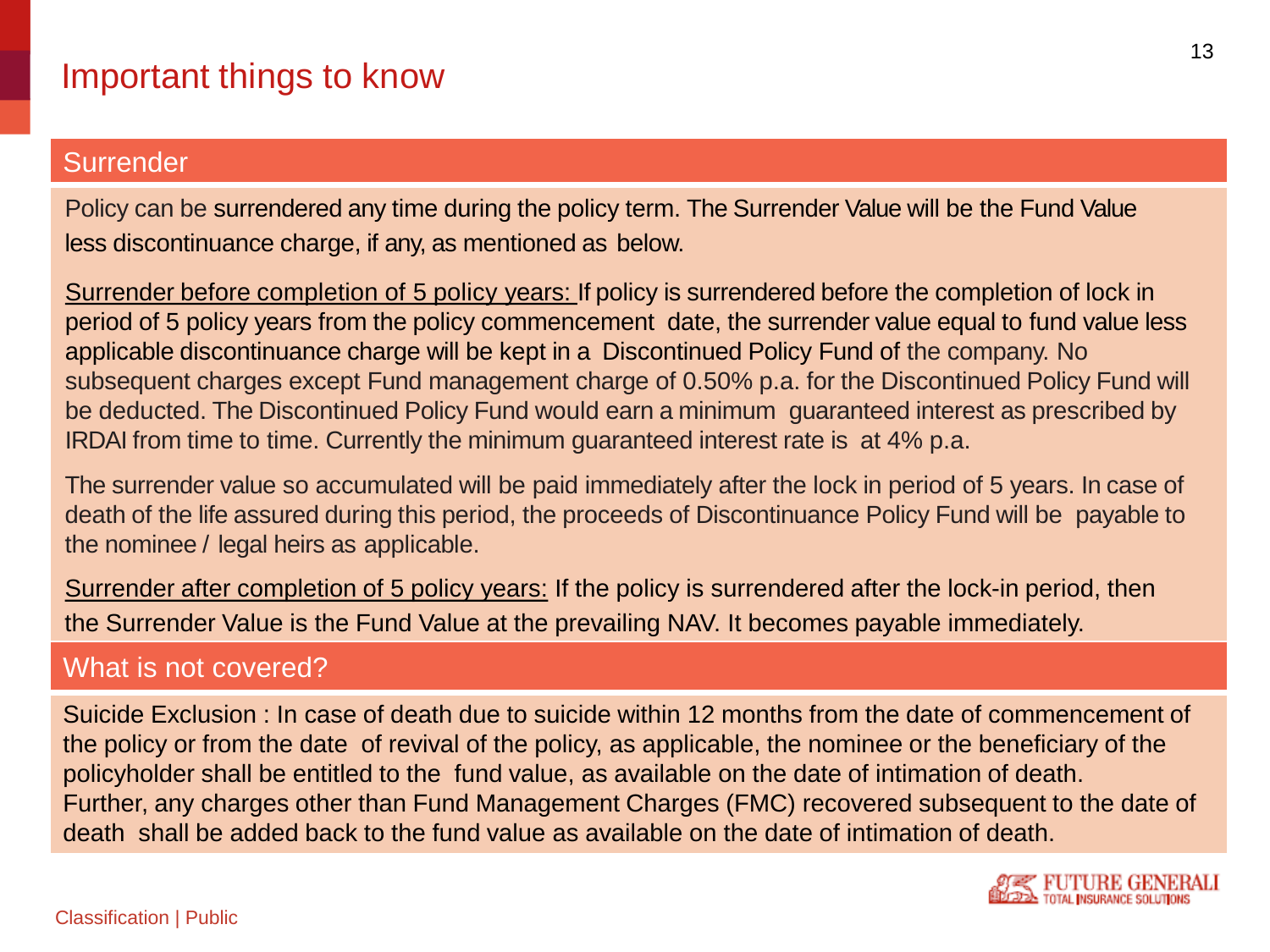# Important things to know

## Surrender

Policy can be surrendered any time during the policy term. The Surrender Value will be the Fund Value less discontinuance charge, if any, as mentioned as below.

Surrender before completion of 5 policy years: If policy is surrendered before the completion of lock in period of 5 policy years from the policy commencement date, the surrender value equal to fund value less applicable discontinuance charge will be kept in a Discontinued Policy Fund of the company. No subsequent charges except Fund management charge of 0.50% p.a. for the Discontinued Policy Fund will be deducted. The Discontinued Policy Fund would earn a minimum guaranteed interest as prescribed by IRDAI from time to time. Currently the minimum guaranteed interest rate is at 4% p.a.

The surrender value so accumulated will be paid immediately after the lock in period of 5 years. In case of death of the life assured during this period, the proceeds of Discontinuance Policy Fund will be payable to the nominee / legal heirs as applicable.

Surrender after completion of 5 policy years: If the policy is surrendered after the lock-in period, then the Surrender Value is the Fund Value at the prevailing NAV. It becomes payable immediately.

## What is not covered?

Suicide Exclusion : In case of death due to suicide within 12 months from the date of commencement of the policy or from the date of revival of the policy, as applicable, the nominee or the beneficiary of the policyholder shall be entitled to the fund value, as available on the date of intimation of death. Further, any charges other than Fund Management Charges (FMC) recovered subsequent to the date of death shall be added back to the fund value as available on the date of intimation of death.

Classification | Public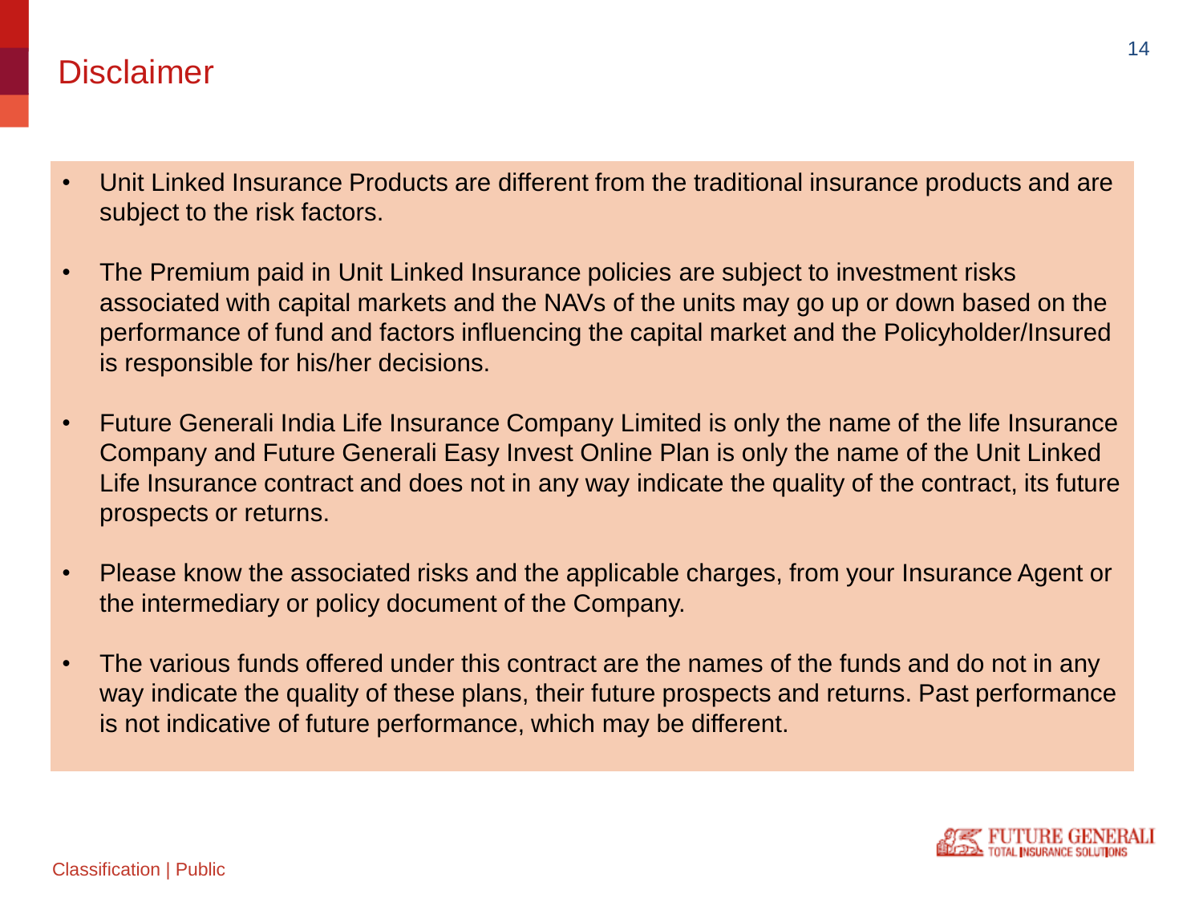# Disclaimer

- Unit Linked Insurance Products are different from the traditional insurance products and are subject to the risk factors.
- The Premium paid in Unit Linked Insurance policies are subject to investment risks associated with capital markets and the NAVs of the units may go up or down based on the performance of fund and factors influencing the capital market and the Policyholder/Insured is responsible for his/her decisions.
- Future Generali India Life Insurance Company Limited is only the name of the life Insurance Company and Future Generali Easy Invest Online Plan is only the name of the Unit Linked Life Insurance contract and does not in any way indicate the quality of the contract, its future prospects or returns.
- Please know the associated risks and the applicable charges, from your Insurance Agent or the intermediary or policy document of the Company.
- The various funds offered under this contract are the names of the funds and do not in any way indicate the quality of these plans, their future prospects and returns. Past performance is not indicative of future performance, which may be different.

Classification | Public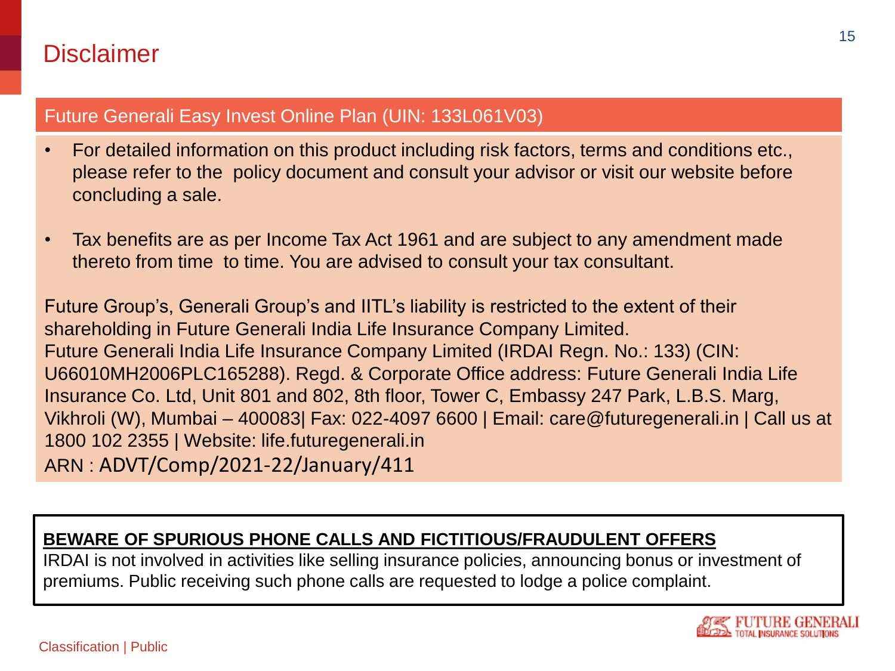# Disclaimer

## Future Generali Easy Invest Online Plan (UIN: 133L061V03)

- For detailed information on this product including risk factors, terms and conditions etc., please refer to the policy document and consult your advisor or visit our website before concluding a sale.
- Tax benefits are as per Income Tax Act 1961 and are subject to any amendment made thereto from time to time. You are advised to consult your tax consultant.

Future Group's, Generali Group's and IITL's liability is restricted to the extent of their shareholding in Future Generali India Life Insurance Company Limited.
Future Generali India Life Insurance Company Limited (IRDAI Regn. No.: 133) (CIN: U66010MH2006PLC165288). Regd. & Corporate Office address: Future Generali India Life Insurance Co. Ltd, Unit 801 and 802, 8th floor, Tower C, Embassy 247 Park, L.B.S. Marg, Vikhroli (W), Mumbai – 400083| Fax: 022-4097 6600 | Email: care@futuregenerali.in | Call us at 1800 102 2355 | Website: life.futuregenerali.in
ARN : ADVT/Comp/2021-22/January/411

**BEWARE OF SPURIOUS PHONE CALLS AND FICTITIOUS/FRAUDULENT OFFERS**
IRDAI is not involved in activities like selling insurance policies, announcing bonus or investment of premiums. Public receiving such phone calls are requested to lodge a police complaint.

FUTURE GENERALI TOTAL INSURANCE SOLUTIONS

Classification | Public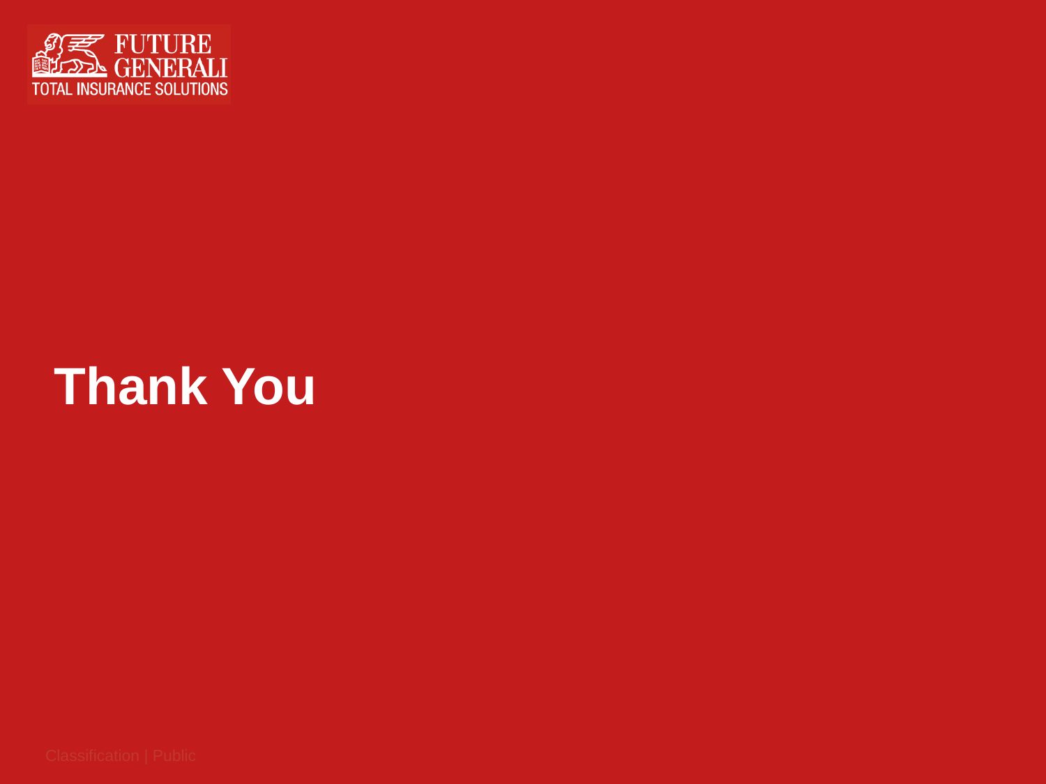FUTURE GENERALI
TOTAL INSURANCE SOLUTIONS

# Thank You

Classification | Public